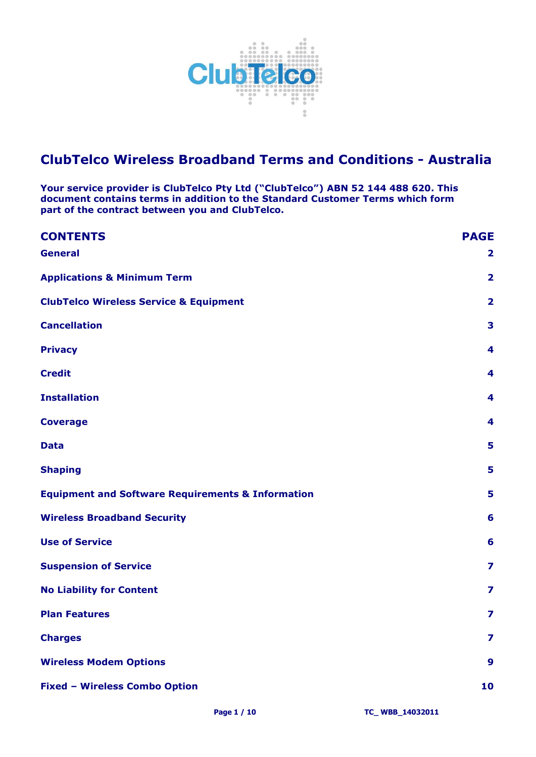# ClubTelco Wireless Broadband Terms and Conditions - Australia

**Your service provider is ClubTelco Pty Ltd ("ClubTelco") ABN 52 144 488 620. This document contains terms in addition to the Standard Customer Terms which form part of the contract between you and ClubTelco.**

| CONTENTS | PAGE |
|---|---|
| General | 2 |
| Applications & Minimum Term | 2 |
| ClubTelco Wireless Service & Equipment | 2 |
| Cancellation | 3 |
| Privacy | 4 |
| Credit | 4 |
| Installation | 4 |
| Coverage | 4 |
| Data | 5 |
| Shaping | 5 |
| Equipment and Software Requirements & Information | 5 |
| Wireless Broadband Security | 6 |
| Use of Service | 6 |
| Suspension of Service | 7 |
| No Liability for Content | 7 |
| Plan Features | 7 |
| Charges | 7 |
| Wireless Modem Options | 9 |
| Fixed – Wireless Combo Option | 10 |

TC_ WBB_14032011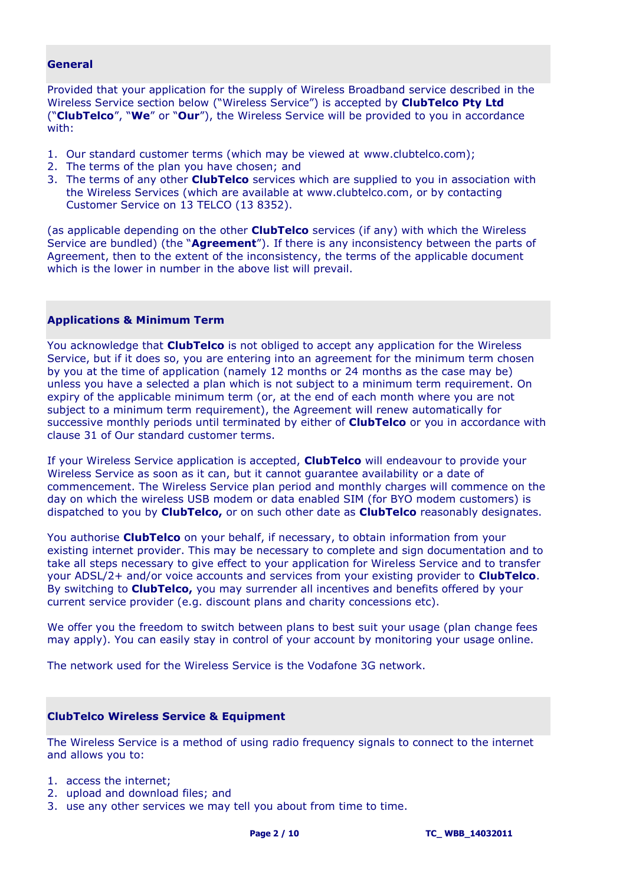## General

Provided that your application for the supply of Wireless Broadband service described in the Wireless Service section below ("Wireless Service") is accepted by **ClubTelco Pty Ltd** ("**ClubTelco**", "**We**" or "**Our**"), the Wireless Service will be provided to you in accordance with:

1. Our standard customer terms (which may be viewed at www.clubtelco.com);
2. The terms of the plan you have chosen; and
3. The terms of any other **ClubTelco** services which are supplied to you in association with the Wireless Services (which are available at www.clubtelco.com, or by contacting Customer Service on 13 TELCO (13 8352).

(as applicable depending on the other **ClubTelco** services (if any) with which the Wireless Service are bundled) (the "**Agreement**"). If there is any inconsistency between the parts of Agreement, then to the extent of the inconsistency, the terms of the applicable document which is the lower in number in the above list will prevail.

## Applications & Minimum Term

You acknowledge that **ClubTelco** is not obliged to accept any application for the Wireless Service, but if it does so, you are entering into an agreement for the minimum term chosen by you at the time of application (namely 12 months or 24 months as the case may be) unless you have a selected a plan which is not subject to a minimum term requirement. On expiry of the applicable minimum term (or, at the end of each month where you are not subject to a minimum term requirement), the Agreement will renew automatically for successive monthly periods until terminated by either of **ClubTelco** or you in accordance with clause 31 of Our standard customer terms.

If your Wireless Service application is accepted, **ClubTelco** will endeavour to provide your Wireless Service as soon as it can, but it cannot guarantee availability or a date of commencement. The Wireless Service plan period and monthly charges will commence on the day on which the wireless USB modem or data enabled SIM (for BYO modem customers) is dispatched to you by **ClubTelco,** or on such other date as **ClubTelco** reasonably designates.

You authorise **ClubTelco** on your behalf, if necessary, to obtain information from your existing internet provider. This may be necessary to complete and sign documentation and to take all steps necessary to give effect to your application for Wireless Service and to transfer your ADSL/2+ and/or voice accounts and services from your existing provider to **ClubTelco**. By switching to **ClubTelco,** you may surrender all incentives and benefits offered by your current service provider (e.g. discount plans and charity concessions etc).

We offer you the freedom to switch between plans to best suit your usage (plan change fees may apply). You can easily stay in control of your account by monitoring your usage online.

The network used for the Wireless Service is the Vodafone 3G network.

## ClubTelco Wireless Service & Equipment

The Wireless Service is a method of using radio frequency signals to connect to the internet and allows you to:

1. access the internet;
2. upload and download files; and
3. use any other services we may tell you about from time to time.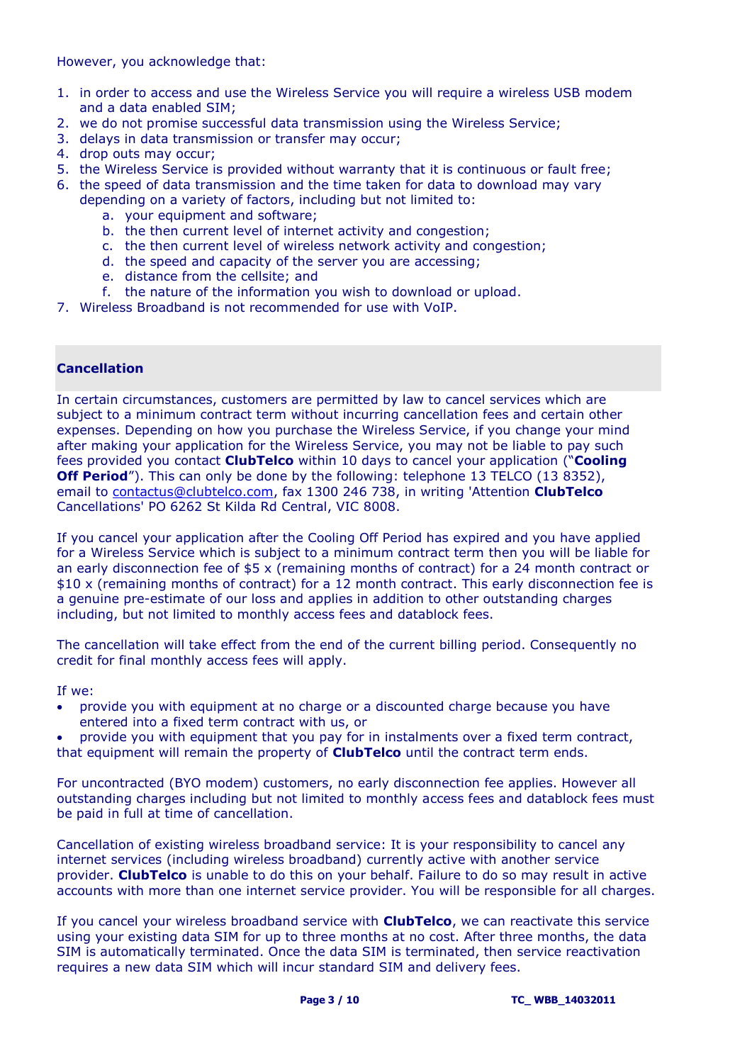However, you acknowledge that:

1. in order to access and use the Wireless Service you will require a wireless USB modem and a data enabled SIM;
2. we do not promise successful data transmission using the Wireless Service;
3. delays in data transmission or transfer may occur;
4. drop outs may occur;
5. the Wireless Service is provided without warranty that it is continuous or fault free;
6. the speed of data transmission and the time taken for data to download may vary depending on a variety of factors, including but not limited to:
    a. your equipment and software;
    b. the then current level of internet activity and congestion;
    c. the then current level of wireless network activity and congestion;
    d. the speed and capacity of the server you are accessing;
    e. distance from the cellsite; and
    f. the nature of the information you wish to download or upload.
7. Wireless Broadband is not recommended for use with VoIP.

## Cancellation

In certain circumstances, customers are permitted by law to cancel services which are subject to a minimum contract term without incurring cancellation fees and certain other expenses. Depending on how you purchase the Wireless Service, if you change your mind after making your application for the Wireless Service, you may not be liable to pay such fees provided you contact **ClubTelco** within 10 days to cancel your application ("**Cooling Off Period**"). This can only be done by the following: telephone 13 TELCO (13 8352), email to contactus@clubtelco.com, fax 1300 246 738, in writing 'Attention **ClubTelco** Cancellations' PO 6262 St Kilda Rd Central, VIC 8008.

If you cancel your application after the Cooling Off Period has expired and you have applied for a Wireless Service which is subject to a minimum contract term then you will be liable for an early disconnection fee of $5 x (remaining months of contract) for a 24 month contract or $10 x (remaining months of contract) for a 12 month contract. This early disconnection fee is a genuine pre-estimate of our loss and applies in addition to other outstanding charges including, but not limited to monthly access fees and datablock fees.

The cancellation will take effect from the end of the current billing period. Consequently no credit for final monthly access fees will apply.

If we:

- provide you with equipment at no charge or a discounted charge because you have entered into a fixed term contract with us, or
- provide you with equipment that you pay for in instalments over a fixed term contract,

that equipment will remain the property of **ClubTelco** until the contract term ends.

For uncontracted (BYO modem) customers, no early disconnection fee applies. However all outstanding charges including but not limited to monthly access fees and datablock fees must be paid in full at time of cancellation.

Cancellation of existing wireless broadband service: It is your responsibility to cancel any internet services (including wireless broadband) currently active with another service provider. **ClubTelco** is unable to do this on your behalf. Failure to do so may result in active accounts with more than one internet service provider. You will be responsible for all charges.

If you cancel your wireless broadband service with **ClubTelco**, we can reactivate this service using your existing data SIM for up to three months at no cost. After three months, the data SIM is automatically terminated. Once the data SIM is terminated, then service reactivation requires a new data SIM which will incur standard SIM and delivery fees.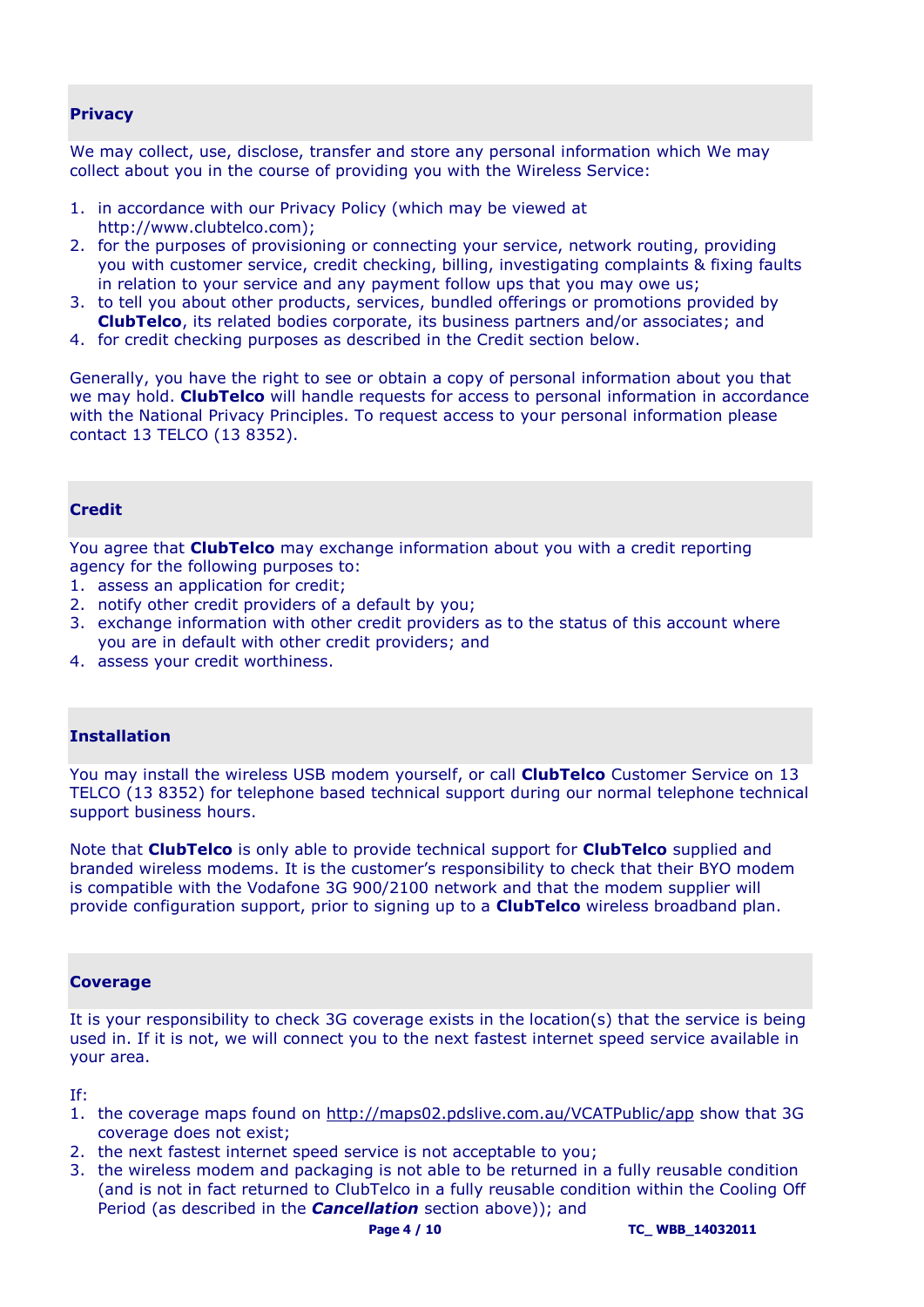## Privacy

We may collect, use, disclose, transfer and store any personal information which We may collect about you in the course of providing you with the Wireless Service:

1. in accordance with our Privacy Policy (which may be viewed at http://www.clubtelco.com);
2. for the purposes of provisioning or connecting your service, network routing, providing you with customer service, credit checking, billing, investigating complaints & fixing faults in relation to your service and any payment follow ups that you may owe us;
3. to tell you about other products, services, bundled offerings or promotions provided by **ClubTelco**, its related bodies corporate, its business partners and/or associates; and
4. for credit checking purposes as described in the Credit section below.

Generally, you have the right to see or obtain a copy of personal information about you that we may hold. **ClubTelco** will handle requests for access to personal information in accordance with the National Privacy Principles. To request access to your personal information please contact 13 TELCO (13 8352).

## Credit

You agree that **ClubTelco** may exchange information about you with a credit reporting agency for the following purposes to:

1. assess an application for credit;
2. notify other credit providers of a default by you;
3. exchange information with other credit providers as to the status of this account where you are in default with other credit providers; and
4. assess your credit worthiness.

## Installation

You may install the wireless USB modem yourself, or call **ClubTelco** Customer Service on 13 TELCO (13 8352) for telephone based technical support during our normal telephone technical support business hours.

Note that **ClubTelco** is only able to provide technical support for **ClubTelco** supplied and branded wireless modems. It is the customer's responsibility to check that their BYO modem is compatible with the Vodafone 3G 900/2100 network and that the modem supplier will provide configuration support, prior to signing up to a **ClubTelco** wireless broadband plan.

## Coverage

It is your responsibility to check 3G coverage exists in the location(s) that the service is being used in. If it is not, we will connect you to the next fastest internet speed service available in your area.

If:

1. the coverage maps found on http://maps02.pdslive.com.au/VCATPublic/app show that 3G coverage does not exist;
2. the next fastest internet speed service is not acceptable to you;
3. the wireless modem and packaging is not able to be returned in a fully reusable condition (and is not in fact returned to ClubTelco in a fully reusable condition within the Cooling Off Period (as described in the ***Cancellation*** section above)); and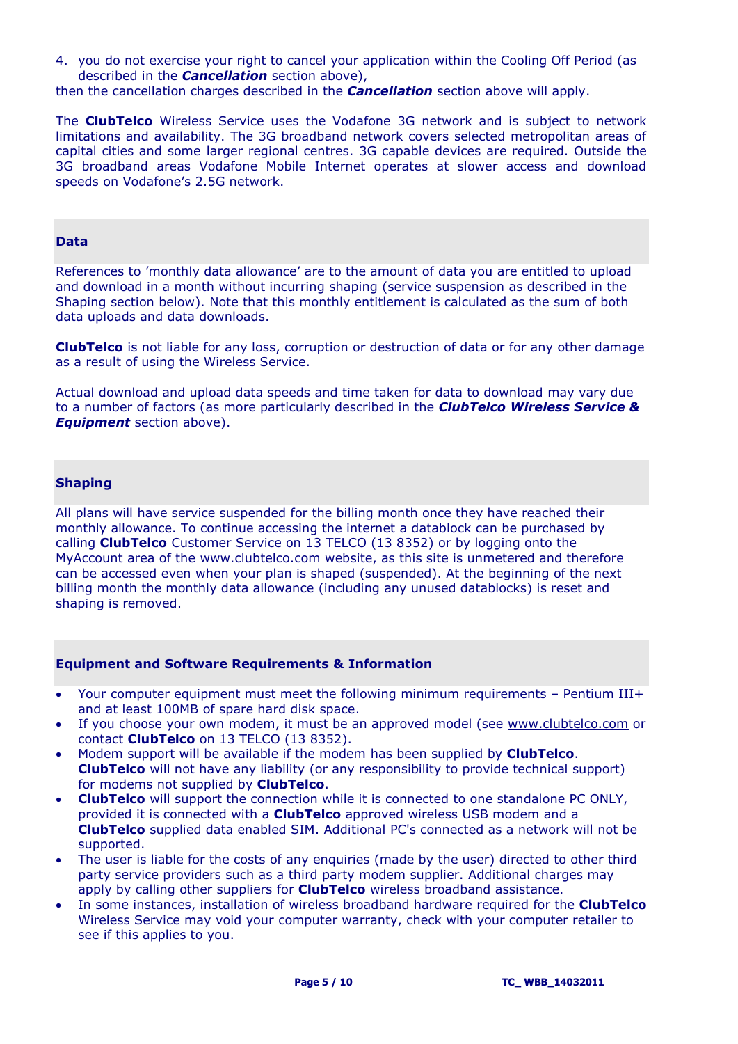4. you do not exercise your right to cancel your application within the Cooling Off Period (as described in the ***Cancellation*** section above),

then the cancellation charges described in the ***Cancellation*** section above will apply.

The **ClubTelco** Wireless Service uses the Vodafone 3G network and is subject to network limitations and availability. The 3G broadband network covers selected metropolitan areas of capital cities and some larger regional centres. 3G capable devices are required. Outside the 3G broadband areas Vodafone Mobile Internet operates at slower access and download speeds on Vodafone's 2.5G network.

## Data

References to 'monthly data allowance' are to the amount of data you are entitled to upload and download in a month without incurring shaping (service suspension as described in the Shaping section below). Note that this monthly entitlement is calculated as the sum of both data uploads and data downloads.

**ClubTelco** is not liable for any loss, corruption or destruction of data or for any other damage as a result of using the Wireless Service.

Actual download and upload data speeds and time taken for data to download may vary due to a number of factors (as more particularly described in the ***ClubTelco Wireless Service & Equipment*** section above).

## Shaping

All plans will have service suspended for the billing month once they have reached their monthly allowance. To continue accessing the internet a datablock can be purchased by calling **ClubTelco** Customer Service on 13 TELCO (13 8352) or by logging onto the MyAccount area of the www.clubtelco.com website, as this site is unmetered and therefore can be accessed even when your plan is shaped (suspended). At the beginning of the next billing month the monthly data allowance (including any unused datablocks) is reset and shaping is removed.

## Equipment and Software Requirements & Information

- Your computer equipment must meet the following minimum requirements – Pentium III+ and at least 100MB of spare hard disk space.
- If you choose your own modem, it must be an approved model (see www.clubtelco.com or contact **ClubTelco** on 13 TELCO (13 8352).
- Modem support will be available if the modem has been supplied by **ClubTelco**. **ClubTelco** will not have any liability (or any responsibility to provide technical support) for modems not supplied by **ClubTelco**.
- **ClubTelco** will support the connection while it is connected to one standalone PC ONLY, provided it is connected with a **ClubTelco** approved wireless USB modem and a **ClubTelco** supplied data enabled SIM. Additional PC's connected as a network will not be supported.
- The user is liable for the costs of any enquiries (made by the user) directed to other third party service providers such as a third party modem supplier. Additional charges may apply by calling other suppliers for **ClubTelco** wireless broadband assistance.
- In some instances, installation of wireless broadband hardware required for the **ClubTelco** Wireless Service may void your computer warranty, check with your computer retailer to see if this applies to you.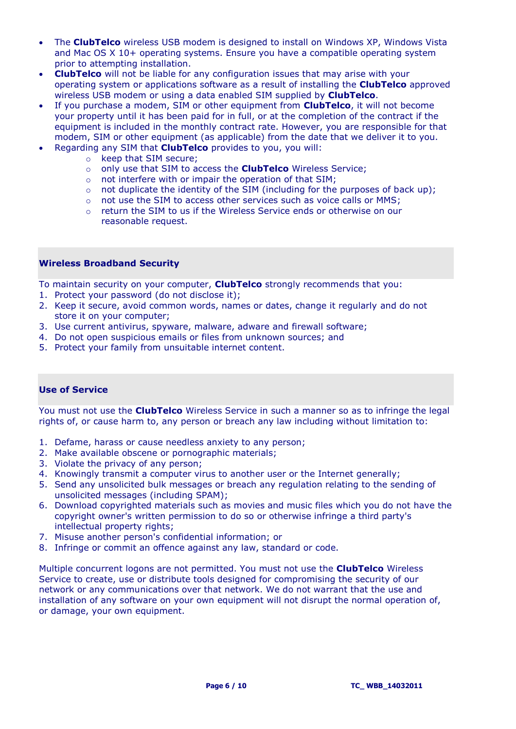- The **ClubTelco** wireless USB modem is designed to install on Windows XP, Windows Vista and Mac OS X 10+ operating systems. Ensure you have a compatible operating system prior to attempting installation.
- **ClubTelco** will not be liable for any configuration issues that may arise with your operating system or applications software as a result of installing the **ClubTelco** approved wireless USB modem or using a data enabled SIM supplied by **ClubTelco**.
- If you purchase a modem, SIM or other equipment from **ClubTelco**, it will not become your property until it has been paid for in full, or at the completion of the contract if the equipment is included in the monthly contract rate. However, you are responsible for that modem, SIM or other equipment (as applicable) from the date that we deliver it to you.
- Regarding any SIM that **ClubTelco** provides to you, you will:
    - keep that SIM secure;
    - only use that SIM to access the **ClubTelco** Wireless Service;
    - not interfere with or impair the operation of that SIM;
    - not duplicate the identity of the SIM (including for the purposes of back up);
    - not use the SIM to access other services such as voice calls or MMS;
    - return the SIM to us if the Wireless Service ends or otherwise on our reasonable request.

## Wireless Broadband Security

To maintain security on your computer, **ClubTelco** strongly recommends that you:

1. Protect your password (do not disclose it);
2. Keep it secure, avoid common words, names or dates, change it regularly and do not store it on your computer;
3. Use current antivirus, spyware, malware, adware and firewall software;
4. Do not open suspicious emails or files from unknown sources; and
5. Protect your family from unsuitable internet content.

## Use of Service

You must not use the **ClubTelco** Wireless Service in such a manner so as to infringe the legal rights of, or cause harm to, any person or breach any law including without limitation to:

1. Defame, harass or cause needless anxiety to any person;
2. Make available obscene or pornographic materials;
3. Violate the privacy of any person;
4. Knowingly transmit a computer virus to another user or the Internet generally;
5. Send any unsolicited bulk messages or breach any regulation relating to the sending of unsolicited messages (including SPAM);
6. Download copyrighted materials such as movies and music files which you do not have the copyright owner's written permission to do so or otherwise infringe a third party's intellectual property rights;
7. Misuse another person's confidential information; or
8. Infringe or commit an offence against any law, standard or code.

Multiple concurrent logons are not permitted. You must not use the **ClubTelco** Wireless Service to create, use or distribute tools designed for compromising the security of our network or any communications over that network. We do not warrant that the use and installation of any software on your own equipment will not disrupt the normal operation of, or damage, your own equipment.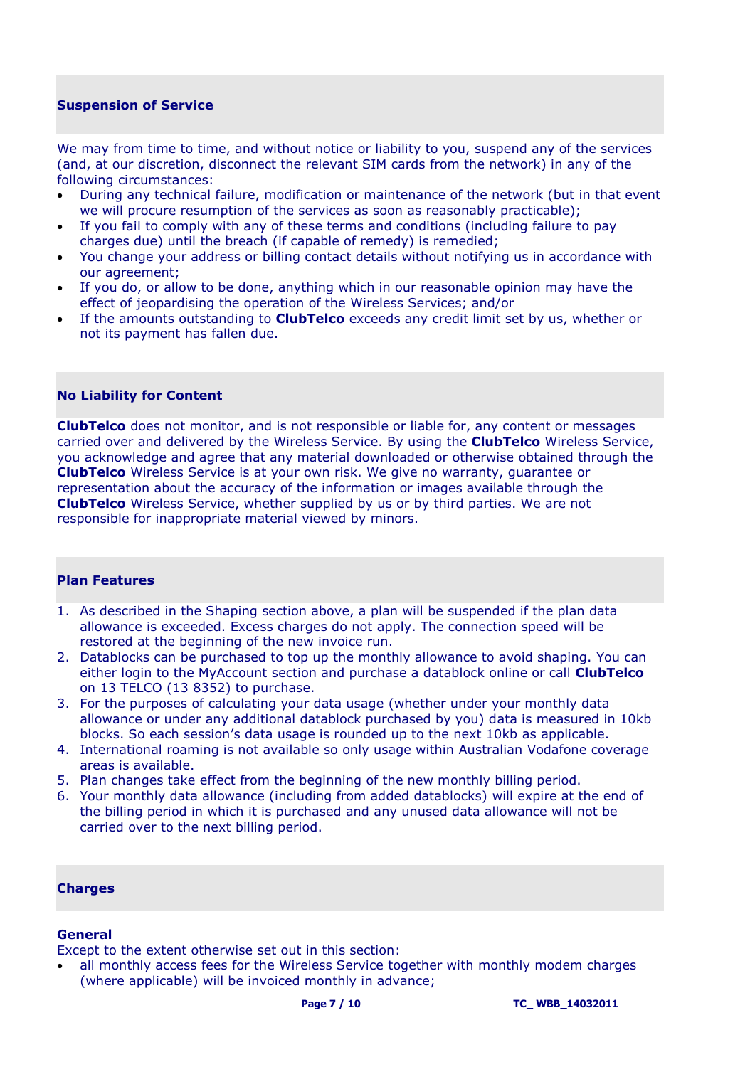## Suspension of Service

We may from time to time, and without notice or liability to you, suspend any of the services (and, at our discretion, disconnect the relevant SIM cards from the network) in any of the following circumstances:

- During any technical failure, modification or maintenance of the network (but in that event we will procure resumption of the services as soon as reasonably practicable);
- If you fail to comply with any of these terms and conditions (including failure to pay charges due) until the breach (if capable of remedy) is remedied;
- You change your address or billing contact details without notifying us in accordance with our agreement;
- If you do, or allow to be done, anything which in our reasonable opinion may have the effect of jeopardising the operation of the Wireless Services; and/or
- If the amounts outstanding to **ClubTelco** exceeds any credit limit set by us, whether or not its payment has fallen due.

## No Liability for Content

**ClubTelco** does not monitor, and is not responsible or liable for, any content or messages carried over and delivered by the Wireless Service. By using the **ClubTelco** Wireless Service, you acknowledge and agree that any material downloaded or otherwise obtained through the **ClubTelco** Wireless Service is at your own risk. We give no warranty, guarantee or representation about the accuracy of the information or images available through the **ClubTelco** Wireless Service, whether supplied by us or by third parties. We are not responsible for inappropriate material viewed by minors.

## Plan Features

1. As described in the Shaping section above, a plan will be suspended if the plan data allowance is exceeded. Excess charges do not apply. The connection speed will be restored at the beginning of the new invoice run.
2. Datablocks can be purchased to top up the monthly allowance to avoid shaping. You can either login to the MyAccount section and purchase a datablock online or call **ClubTelco** on 13 TELCO (13 8352) to purchase.
3. For the purposes of calculating your data usage (whether under your monthly data allowance or under any additional datablock purchased by you) data is measured in 10kb blocks. So each session's data usage is rounded up to the next 10kb as applicable.
4. International roaming is not available so only usage within Australian Vodafone coverage areas is available.
5. Plan changes take effect from the beginning of the new monthly billing period.
6. Your monthly data allowance (including from added datablocks) will expire at the end of the billing period in which it is purchased and any unused data allowance will not be carried over to the next billing period.

## Charges

### General

Except to the extent otherwise set out in this section:

- all monthly access fees for the Wireless Service together with monthly modem charges (where applicable) will be invoiced monthly in advance;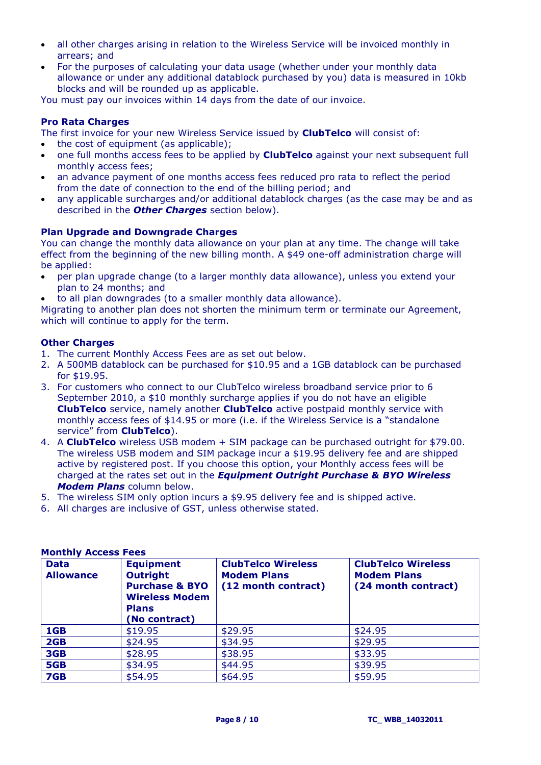- all other charges arising in relation to the Wireless Service will be invoiced monthly in arrears; and
- For the purposes of calculating your data usage (whether under your monthly data allowance or under any additional datablock purchased by you) data is measured in 10kb blocks and will be rounded up as applicable.

You must pay our invoices within 14 days from the date of our invoice.

**Pro Rata Charges**

The first invoice for your new Wireless Service issued by **ClubTelco** will consist of:

- the cost of equipment (as applicable);
- one full months access fees to be applied by **ClubTelco** against your next subsequent full monthly access fees;
- an advance payment of one months access fees reduced pro rata to reflect the period from the date of connection to the end of the billing period; and
- any applicable surcharges and/or additional datablock charges (as the case may be and as described in the ***Other Charges*** section below).

**Plan Upgrade and Downgrade Charges**

You can change the monthly data allowance on your plan at any time. The change will take effect from the beginning of the new billing month. A $49 one-off administration charge will be applied:

- per plan upgrade change (to a larger monthly data allowance), unless you extend your plan to 24 months; and
- to all plan downgrades (to a smaller monthly data allowance).

Migrating to another plan does not shorten the minimum term or terminate our Agreement, which will continue to apply for the term.

**Other Charges**

1. The current Monthly Access Fees are as set out below.
2. A 500MB datablock can be purchased for $10.95 and a 1GB datablock can be purchased for $19.95.
3. For customers who connect to our ClubTelco wireless broadband service prior to 6 September 2010, a $10 monthly surcharge applies if you do not have an eligible **ClubTelco** service, namely another **ClubTelco** active postpaid monthly service with monthly access fees of $14.95 or more (i.e. if the Wireless Service is a "standalone service" from **ClubTelco**).
4. A **ClubTelco** wireless USB modem + SIM package can be purchased outright for $79.00. The wireless USB modem and SIM package incur a $19.95 delivery fee and are shipped active by registered post. If you choose this option, your Monthly access fees will be charged at the rates set out in the ***Equipment Outright Purchase & BYO Wireless Modem Plans*** column below.
5. The wireless SIM only option incurs a $9.95 delivery fee and is shipped active.
6. All charges are inclusive of GST, unless otherwise stated.

**Monthly Access Fees**

| Data Allowance | Equipment Outright Purchase & BYO Wireless Modem Plans (No contract) | ClubTelco Wireless Modem Plans (12 month contract) | ClubTelco Wireless Modem Plans (24 month contract) |
|---|---|---|---|
| **1GB** | $19.95 | $29.95 | $24.95 |
| **2GB** | $24.95 | $34.95 | $29.95 |
| **3GB** | $28.95 | $38.95 | $33.95 |
| **5GB** | $34.95 | $44.95 | $39.95 |
| **7GB** | $54.95 | $64.95 | $59.95 |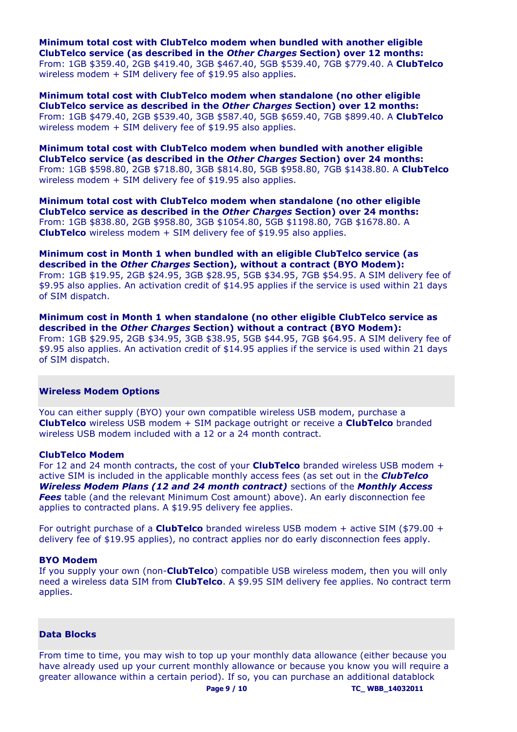**Minimum total cost with ClubTelco modem when bundled with another eligible ClubTelco service (as described in the *Other Charges* Section) over 12 months:**
From: 1GB $359.40, 2GB $419.40, 3GB $467.40, 5GB $539.40, 7GB $779.40. A **ClubTelco** wireless modem + SIM delivery fee of $19.95 also applies.

**Minimum total cost with ClubTelco modem when standalone (no other eligible ClubTelco service as described in the *Other Charges* Section) over 12 months:**
From: 1GB $479.40, 2GB $539.40, 3GB $587.40, 5GB $659.40, 7GB $899.40. A **ClubTelco** wireless modem + SIM delivery fee of $19.95 also applies.

**Minimum total cost with ClubTelco modem when bundled with another eligible ClubTelco service (as described in the *Other Charges* Section) over 24 months:**
From: 1GB $598.80, 2GB $718.80, 3GB $814.80, 5GB $958.80, 7GB $1438.80. A **ClubTelco** wireless modem + SIM delivery fee of $19.95 also applies.

**Minimum total cost with ClubTelco modem when standalone (no other eligible ClubTelco service as described in the *Other Charges* Section) over 24 months:**
From: 1GB $838.80, 2GB $958.80, 3GB $1054.80, 5GB $1198.80, 7GB $1678.80. A **ClubTelco** wireless modem + SIM delivery fee of $19.95 also applies.

**Minimum cost in Month 1 when bundled with an eligible ClubTelco service (as described in the *Other Charges* Section), without a contract (BYO Modem):**
From: 1GB $19.95, 2GB $24.95, 3GB $28.95, 5GB $34.95, 7GB $54.95. A SIM delivery fee of $9.95 also applies. An activation credit of $14.95 applies if the service is used within 21 days of SIM dispatch.

**Minimum cost in Month 1 when standalone (no other eligible ClubTelco service as described in the *Other Charges* Section) without a contract (BYO Modem):**
From: 1GB $29.95, 2GB $34.95, 3GB $38.95, 5GB $44.95, 7GB $64.95. A SIM delivery fee of $9.95 also applies. An activation credit of $14.95 applies if the service is used within 21 days of SIM dispatch.

## Wireless Modem Options

You can either supply (BYO) your own compatible wireless USB modem, purchase a **ClubTelco** wireless USB modem + SIM package outright or receive a **ClubTelco** branded wireless USB modem included with a 12 or a 24 month contract.

### ClubTelco Modem

For 12 and 24 month contracts, the cost of your **ClubTelco** branded wireless USB modem + active SIM is included in the applicable monthly access fees (as set out in the ***ClubTelco Wireless Modem Plans (12 and 24 month contract)*** sections of the ***Monthly Access Fees*** table (and the relevant Minimum Cost amount) above). An early disconnection fee applies to contracted plans. A $19.95 delivery fee applies.

For outright purchase of a **ClubTelco** branded wireless USB modem + active SIM ($79.00 + delivery fee of $19.95 applies), no contract applies nor do early disconnection fees apply.

### BYO Modem

If you supply your own (non-**ClubTelco**) compatible USB wireless modem, then you will only need a wireless data SIM from **ClubTelco**. A $9.95 SIM delivery fee applies. No contract term applies.

## Data Blocks

From time to time, you may wish to top up your monthly data allowance (either because you have already used up your current monthly allowance or because you know you will require a greater allowance within a certain period). If so, you can purchase an additional datablock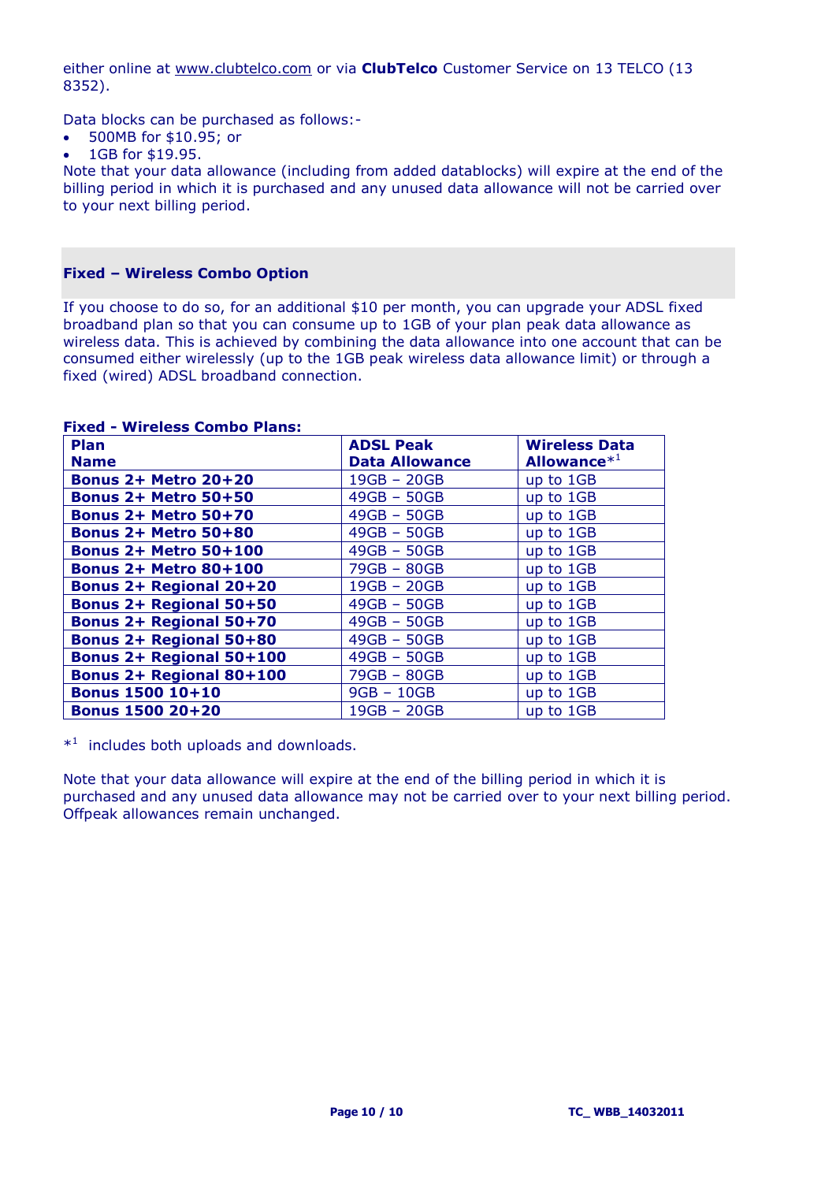either online at www.clubtelco.com or via **ClubTelco** Customer Service on 13 TELCO (13 8352).

Data blocks can be purchased as follows:-

- 500MB for $10.95; or
- 1GB for $19.95.

Note that your data allowance (including from added datablocks) will expire at the end of the billing period in which it is purchased and any unused data allowance will not be carried over to your next billing period.

## Fixed – Wireless Combo Option

If you choose to do so, for an additional $10 per month, you can upgrade your ADSL fixed broadband plan so that you can consume up to 1GB of your plan peak data allowance as wireless data. This is achieved by combining the data allowance into one account that can be consumed either wirelessly (up to the 1GB peak wireless data allowance limit) or through a fixed (wired) ADSL broadband connection.

**Fixed - Wireless Combo Plans:**

| Plan Name | ADSL Peak Data Allowance | Wireless Data Allowance*[1] |
|---|---|---|
| **Bonus 2+ Metro 20+20** | 19GB – 20GB | up to 1GB |
| **Bonus 2+ Metro 50+50** | 49GB – 50GB | up to 1GB |
| **Bonus 2+ Metro 50+70** | 49GB – 50GB | up to 1GB |
| **Bonus 2+ Metro 50+80** | 49GB – 50GB | up to 1GB |
| **Bonus 2+ Metro 50+100** | 49GB – 50GB | up to 1GB |
| **Bonus 2+ Metro 80+100** | 79GB – 80GB | up to 1GB |
| **Bonus 2+ Regional 20+20** | 19GB – 20GB | up to 1GB |
| **Bonus 2+ Regional 50+50** | 49GB – 50GB | up to 1GB |
| **Bonus 2+ Regional 50+70** | 49GB – 50GB | up to 1GB |
| **Bonus 2+ Regional 50+80** | 49GB – 50GB | up to 1GB |
| **Bonus 2+ Regional 50+100** | 49GB – 50GB | up to 1GB |
| **Bonus 2+ Regional 80+100** | 79GB – 80GB | up to 1GB |
| **Bonus 1500 10+10** | 9GB – 10GB | up to 1GB |
| **Bonus 1500 20+20** | 19GB – 20GB | up to 1GB |

*[1] includes both uploads and downloads.

Note that your data allowance will expire at the end of the billing period in which it is purchased and any unused data allowance may not be carried over to your next billing period. Offpeak allowances remain unchanged.